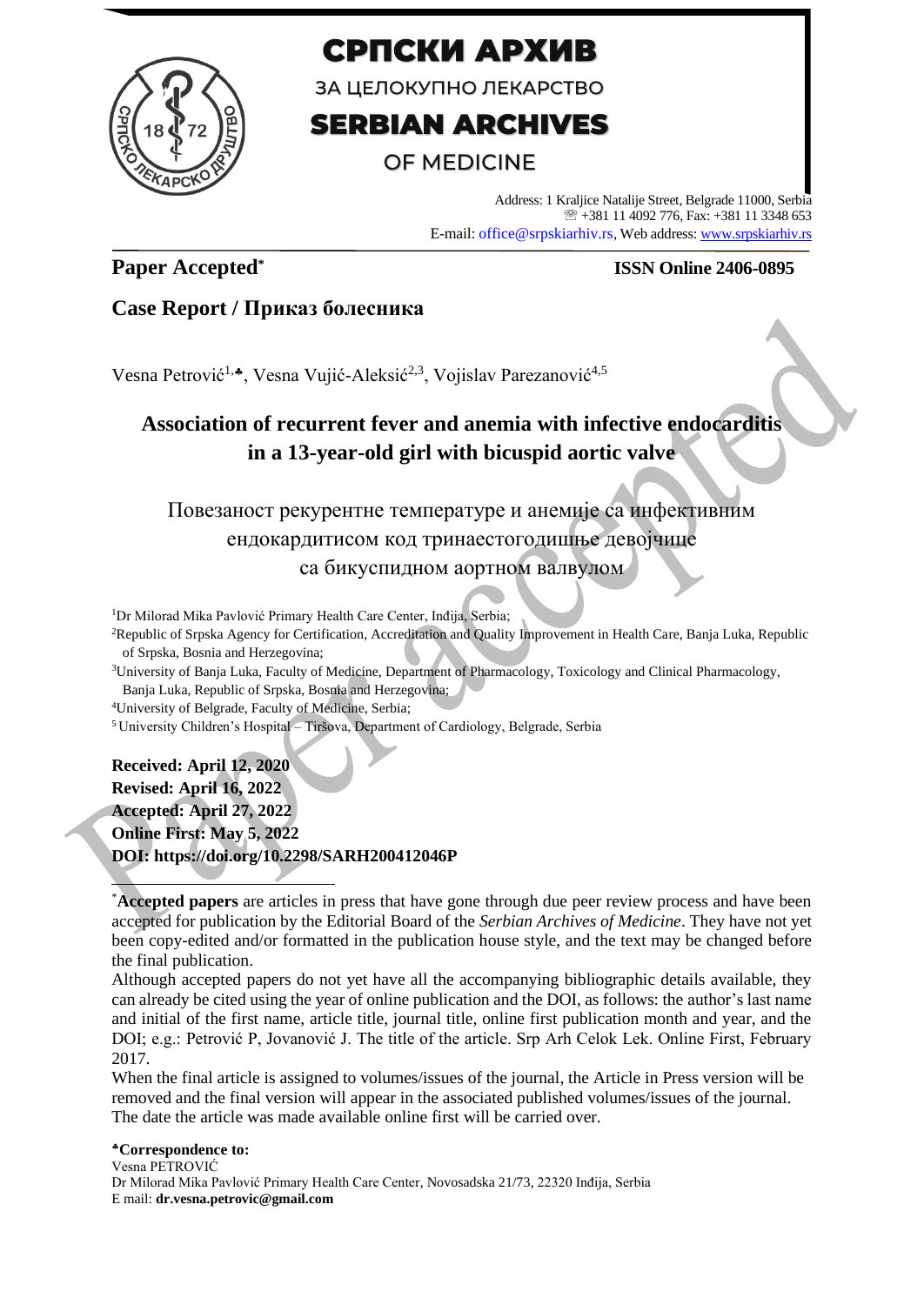# СРПСКИ АРХИВ

ЗА ЦЕЛОКУПНО ЛЕКАРСТВО

# SERBIAN ARCHIVES

OF MEDICINE

Address: 1 Kraljice Natalije Street, Belgrade 11000, Serbia
☏ +381 11 4092 776, Fax: +381 11 3348 653
E-mail: office@srpskiarhiv.rs, Web address: www.srpskiarhiv.rs

**Paper Accepted*** **ISSN Online 2406-0895**

## Case Report / Приказ болесника

Vesna Petrović[1,♣], Vesna Vujić-Aleksić[2,3], Vojislav Parezanović[4,5]

# Association of recurrent fever and anemia with infective endocarditis in a 13-year-old girl with bicuspid aortic valve

# Повезаност рекурентне температуре и анемије са инфективним ендокардитисом код тринаестогодишње девојчице са бикуспидном аортном валвулом

[1]Dr Milorad Mika Pavlović Primary Health Care Center, Inđija, Serbia;
[2]Republic of Srpska Agency for Certification, Accreditation and Quality Improvement in Health Care, Banja Luka, Republic of Srpska, Bosnia and Herzegovina;
[3]University of Banja Luka, Faculty of Medicine, Department of Pharmacology, Toxicology and Clinical Pharmacology, Banja Luka, Republic of Srpska, Bosnia and Herzegovina;
[4]University of Belgrade, Faculty of Medicine, Serbia;
[5]University Children's Hospital – Tiršova, Department of Cardiology, Belgrade, Serbia

**Received: April 12, 2020**
**Revised: April 16, 2022**
**Accepted: April 27, 2022**
**Online First: May 5, 2022**
**DOI: https://doi.org/10.2298/SARH200412046P**

*__Accepted papers__ are articles in press that have gone through due peer review process and have been accepted for publication by the Editorial Board of the *Serbian Archives of Medicine*. They have not yet been copy-edited and/or formatted in the publication house style, and the text may be changed before the final publication.
Although accepted papers do not yet have all the accompanying bibliographic details available, they can already be cited using the year of online publication and the DOI, as follows: the author's last name and initial of the first name, article title, journal title, online first publication month and year, and the DOI; e.g.: Petrović P, Jovanović J. The title of the article. Srp Arh Celok Lek. Online First, February 2017.
When the final article is assigned to volumes/issues of the journal, the Article in Press version will be removed and the final version will appear in the associated published volumes/issues of the journal. The date the article was made available online first will be carried over.

**♣Correspondence to:**
Vesna PETROVIĆ
Dr Milorad Mika Pavlović Primary Health Care Center, Novosadska 21/73, 22320 Inđija, Serbia
E mail: **dr.vesna.petrovic@gmail.com**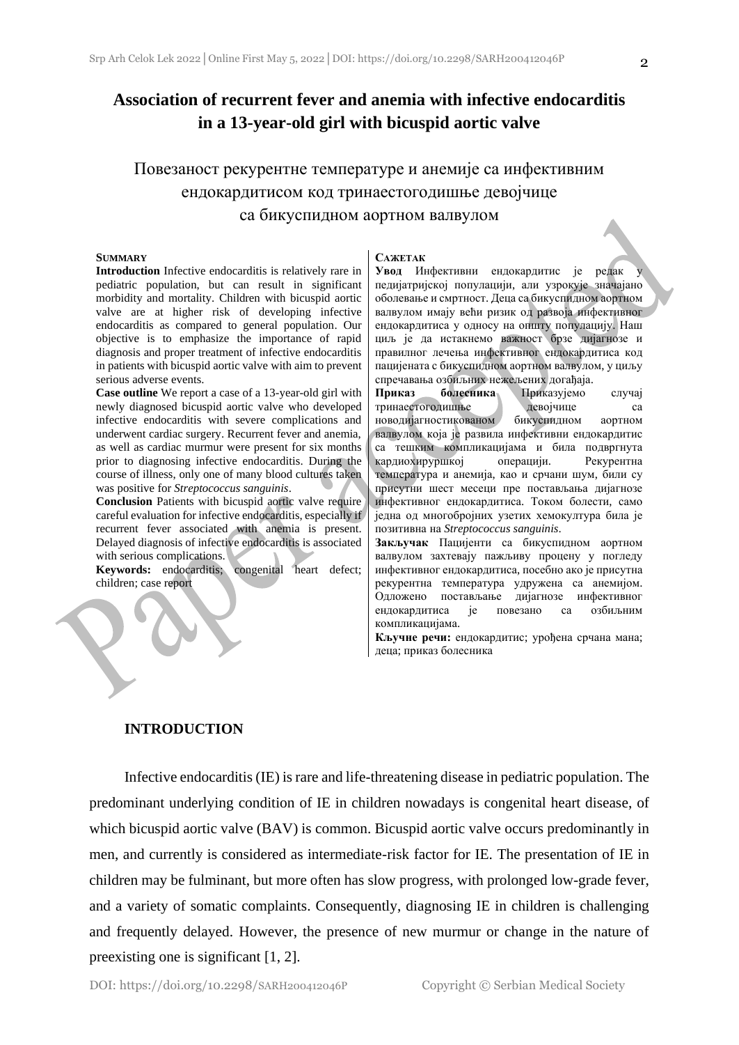# Association of recurrent fever and anemia with infective endocarditis in a 13-year-old girl with bicuspid aortic valve

# Повезаност рекурентне температуре и анемије са инфективним ендокардитисом код тринаестогодишње девојчице са бикуспидном аортном валвулом

**SUMMARY**

**Introduction** Infective endocarditis is relatively rare in pediatric population, but can result in significant morbidity and mortality. Children with bicuspid aortic valve are at higher risk of developing infective endocarditis as compared to general population. Our objective is to emphasize the importance of rapid diagnosis and proper treatment of infective endocarditis in patients with bicuspid aortic valve with aim to prevent serious adverse events.

**Case outline** We report a case of a 13-year-old girl with newly diagnosed bicuspid aortic valve who developed infective endocarditis with severe complications and underwent cardiac surgery. Recurrent fever and anemia, as well as cardiac murmur were present for six months prior to diagnosing infective endocarditis. During the course of illness, only one of many blood cultures taken was positive for *Streptococcus sanguinis*.

**Conclusion** Patients with bicuspid aortic valve require careful evaluation for infective endocarditis, especially if recurrent fever associated with anemia is present. Delayed diagnosis of infective endocarditis is associated with serious complications.

**Keywords:** endocarditis; congenital heart defect; children; case report

**САЖЕТАК**

**Увод** Инфективни ендокардитис је редак у педијатријској популацији, али узрокује значајно оболевање и смртност. Деца са бикуспидном аортном валвулом имају већи ризик од развоја инфективног ендокардитиса у односу на општу популацију. Наш циљ је да истакнемо важност брзе дијагнозе и правилног лечења инфективног ендокардитиса код пацијената с бикуспидном аортном валвулом, у циљу спречавања озбиљних нежељених догађаја.

**Приказ болесника** Приказујемо случај тринаестогодишње девојчице са нводијагностикованом бикуспидном аортном валвулом која је развила инфективни ендокардитис са тешким компликацијама и била подвргнута кардиохируршкој операцији. Рекурентна температура и анемија, као и срчани шум, били су присутни шест месеци пре постављања дијагнозе инфективног ендокардитиса. Током болести, само једна од многобројних узетих хемокултура била је позитивна на *Streptococcus sanguinis*.

**Закључак** Пацијенти са бикуспидном аортном валвулом захтевају пажљиву процену у погледу инфективног ендокардитиса, посебно ако је присутна рекурентна температура удружена са анемијом. Одложено постављање дијагнозе инфективног ендокардитиса је повезано са озбиљним компликацијама.

**Кључне речи:** ендокардитис; урођена срчана мана; деца; приказ болесника

## INTRODUCTION

Infective endocarditis (IE) is rare and life-threatening disease in pediatric population. The predominant underlying condition of IE in children nowadays is congenital heart disease, of which bicuspid aortic valve (BAV) is common. Bicuspid aortic valve occurs predominantly in men, and currently is considered as intermediate-risk factor for IE. The presentation of IE in children may be fulminant, but more often has slow progress, with prolonged low-grade fever, and a variety of somatic complaints. Consequently, diagnosing IE in children is challenging and frequently delayed. However, the presence of new murmur or change in the nature of preexisting one is significant [1, 2].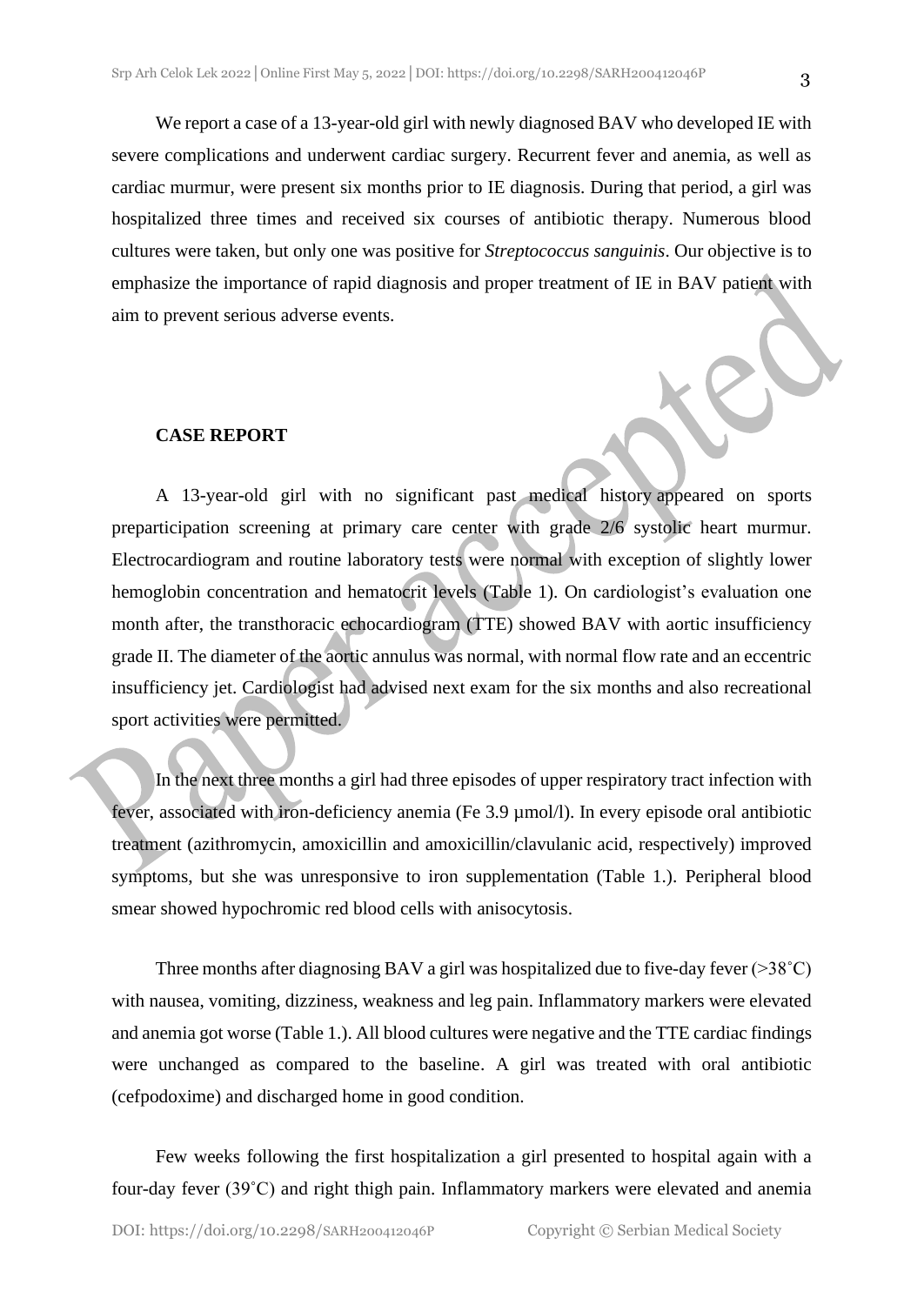We report a case of a 13-year-old girl with newly diagnosed BAV who developed IE with severe complications and underwent cardiac surgery. Recurrent fever and anemia, as well as cardiac murmur, were present six months prior to IE diagnosis. During that period, a girl was hospitalized three times and received six courses of antibiotic therapy. Numerous blood cultures were taken, but only one was positive for *Streptococcus sanguinis*. Our objective is to emphasize the importance of rapid diagnosis and proper treatment of IE in BAV patient with aim to prevent serious adverse events.

## CASE REPORT

A 13-year-old girl with no significant past medical history appeared on sports preparticipation screening at primary care center with grade 2/6 systolic heart murmur. Electrocardiogram and routine laboratory tests were normal with exception of slightly lower hemoglobin concentration and hematocrit levels (Table 1). On cardiologist's evaluation one month after, the transthoracic echocardiogram (TTE) showed BAV with aortic insufficiency grade II. The diameter of the aortic annulus was normal, with normal flow rate and an eccentric insufficiency jet. Cardiologist had advised next exam for the six months and also recreational sport activities were permitted.

In the next three months a girl had three episodes of upper respiratory tract infection with fever, associated with iron-deficiency anemia (Fe 3.9 µmol/l). In every episode oral antibiotic treatment (azithromycin, amoxicillin and amoxicillin/clavulanic acid, respectively) improved symptoms, but she was unresponsive to iron supplementation (Table 1.). Peripheral blood smear showed hypochromic red blood cells with anisocytosis.

Three months after diagnosing BAV a girl was hospitalized due to five-day fever (>38˚C) with nausea, vomiting, dizziness, weakness and leg pain. Inflammatory markers were elevated and anemia got worse (Table 1.). All blood cultures were negative and the TTE cardiac findings were unchanged as compared to the baseline. A girl was treated with oral antibiotic (cefpodoxime) and discharged home in good condition.

Few weeks following the first hospitalization a girl presented to hospital again with a four-day fever (39˚C) and right thigh pain. Inflammatory markers were elevated and anemia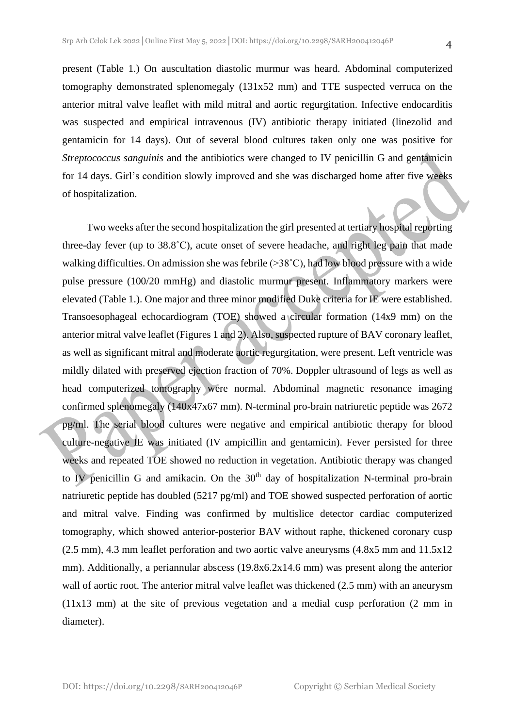present (Table 1.) On auscultation diastolic murmur was heard. Abdominal computerized tomography demonstrated splenomegaly (131x52 mm) and TTE suspected verruca on the anterior mitral valve leaflet with mild mitral and aortic regurgitation. Infective endocarditis was suspected and empirical intravenous (IV) antibiotic therapy initiated (linezolid and gentamicin for 14 days). Out of several blood cultures taken only one was positive for *Streptococcus sanguinis* and the antibiotics were changed to IV penicillin G and gentamicin for 14 days. Girl's condition slowly improved and she was discharged home after five weeks of hospitalization.

Two weeks after the second hospitalization the girl presented at tertiary hospital reporting three-day fever (up to 38.8˚C), acute onset of severe headache, and right leg pain that made walking difficulties. On admission she was febrile (>38˚C), had low blood pressure with a wide pulse pressure (100/20 mmHg) and diastolic murmur present. Inflammatory markers were elevated (Table 1.). One major and three minor modified Duke criteria for IE were established. Transoesophageal echocardiogram (TOE) showed a circular formation (14x9 mm) on the anterior mitral valve leaflet (Figures 1 and 2). Also, suspected rupture of BAV coronary leaflet, as well as significant mitral and moderate aortic regurgitation, were present. Left ventricle was mildly dilated with preserved ejection fraction of 70%. Doppler ultrasound of legs as well as head computerized tomography were normal. Abdominal magnetic resonance imaging confirmed splenomegaly (140x47x67 mm). N-terminal pro-brain natriuretic peptide was 2672 pg/ml. The serial blood cultures were negative and empirical antibiotic therapy for blood culture-negative IE was initiated (IV ampicillin and gentamicin). Fever persisted for three weeks and repeated TOE showed no reduction in vegetation. Antibiotic therapy was changed to IV penicillin G and amikacin. On the 30$^{th}$ day of hospitalization N-terminal pro-brain natriuretic peptide has doubled (5217 pg/ml) and TOE showed suspected perforation of aortic and mitral valve. Finding was confirmed by multislice detector cardiac computerized tomography, which showed anterior-posterior BAV without raphe, thickened coronary cusp (2.5 mm), 4.3 mm leaflet perforation and two aortic valve aneurysms (4.8x5 mm and 11.5x12 mm). Additionally, a periannular abscess (19.8x6.2x14.6 mm) was present along the anterior wall of aortic root. The anterior mitral valve leaflet was thickened (2.5 mm) with an aneurysm (11x13 mm) at the site of previous vegetation and a medial cusp perforation (2 mm in diameter).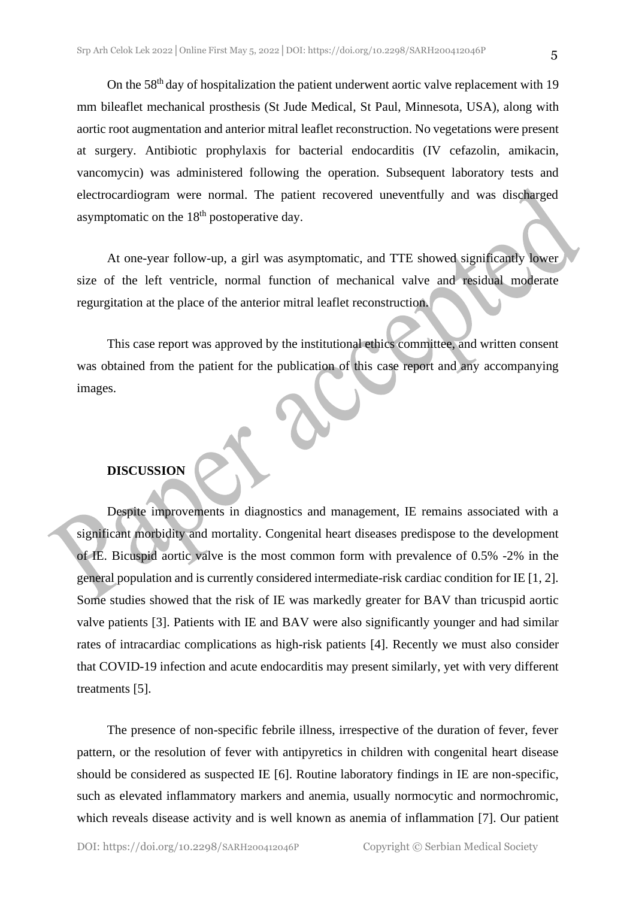On the 58th day of hospitalization the patient underwent aortic valve replacement with 19 mm bileaflet mechanical prosthesis (St Jude Medical, St Paul, Minnesota, USA), along with aortic root augmentation and anterior mitral leaflet reconstruction. No vegetations were present at surgery. Antibiotic prophylaxis for bacterial endocarditis (IV cefazolin, amikacin, vancomycin) was administered following the operation. Subsequent laboratory tests and electrocardiogram were normal. The patient recovered uneventfully and was discharged asymptomatic on the 18th postoperative day.

At one-year follow-up, a girl was asymptomatic, and TTE showed significantly lower size of the left ventricle, normal function of mechanical valve and residual moderate regurgitation at the place of the anterior mitral leaflet reconstruction.

This case report was approved by the institutional ethics committee, and written consent was obtained from the patient for the publication of this case report and any accompanying images.

## DISCUSSION

Despite improvements in diagnostics and management, IE remains associated with a significant morbidity and mortality. Congenital heart diseases predispose to the development of IE. Bicuspid aortic valve is the most common form with prevalence of 0.5% -2% in the general population and is currently considered intermediate-risk cardiac condition for IE [1, 2]. Some studies showed that the risk of IE was markedly greater for BAV than tricuspid aortic valve patients [3]. Patients with IE and BAV were also significantly younger and had similar rates of intracardiac complications as high-risk patients [4]. Recently we must also consider that COVID-19 infection and acute endocarditis may present similarly, yet with very different treatments [5].

The presence of non-specific febrile illness, irrespective of the duration of fever, fever pattern, or the resolution of fever with antipyretics in children with congenital heart disease should be considered as suspected IE [6]. Routine laboratory findings in IE are non-specific, such as elevated inflammatory markers and anemia, usually normocytic and normochromic, which reveals disease activity and is well known as anemia of inflammation [7]. Our patient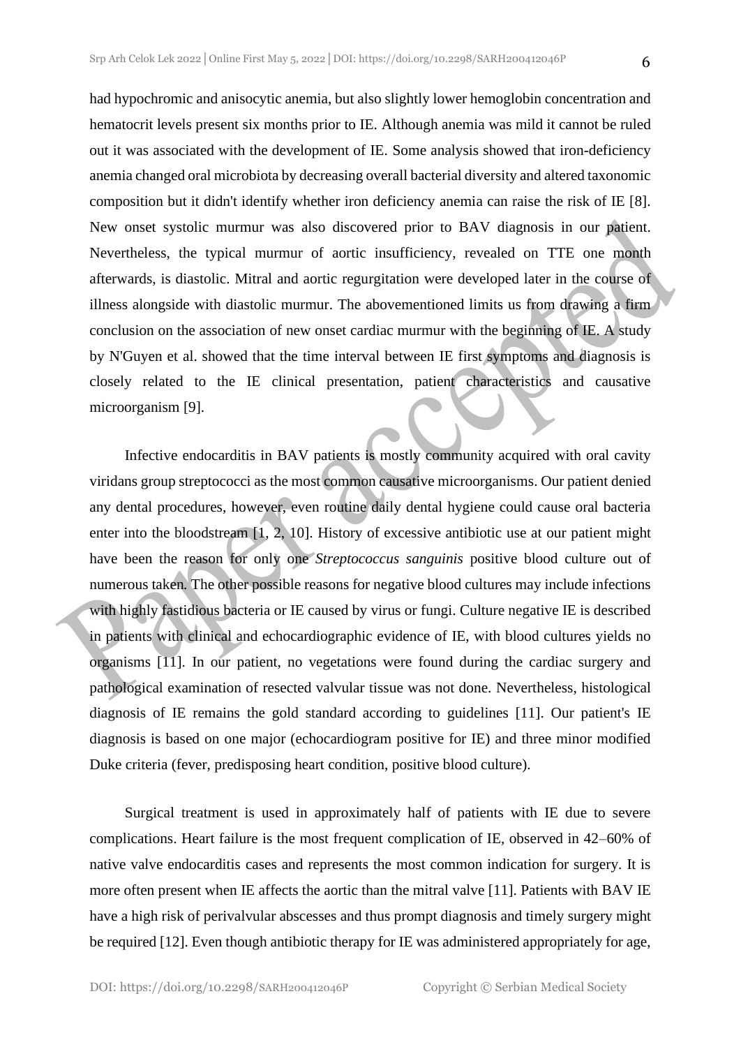had hypochromic and anisocytic anemia, but also slightly lower hemoglobin concentration and hematocrit levels present six months prior to IE. Although anemia was mild it cannot be ruled out it was associated with the development of IE. Some analysis showed that iron-deficiency anemia changed oral microbiota by decreasing overall bacterial diversity and altered taxonomic composition but it didn't identify whether iron deficiency anemia can raise the risk of IE [8]. New onset systolic murmur was also discovered prior to BAV diagnosis in our patient. Nevertheless, the typical murmur of aortic insufficiency, revealed on TTE one month afterwards, is diastolic. Mitral and aortic regurgitation were developed later in the course of illness alongside with diastolic murmur. The abovementioned limits us from drawing a firm conclusion on the association of new onset cardiac murmur with the beginning of IE. A study by N'Guyen et al. showed that the time interval between IE first symptoms and diagnosis is closely related to the IE clinical presentation, patient characteristics and causative microorganism [9].

Infective endocarditis in BAV patients is mostly community acquired with oral cavity viridans group streptococci as the most common causative microorganisms. Our patient denied any dental procedures, however, even routine daily dental hygiene could cause oral bacteria enter into the bloodstream [1, 2, 10]. History of excessive antibiotic use at our patient might have been the reason for only one *Streptococcus sanguinis* positive blood culture out of numerous taken. The other possible reasons for negative blood cultures may include infections with highly fastidious bacteria or IE caused by virus or fungi. Culture negative IE is described in patients with clinical and echocardiographic evidence of IE, with blood cultures yields no organisms [11]. In our patient, no vegetations were found during the cardiac surgery and pathological examination of resected valvular tissue was not done. Nevertheless, histological diagnosis of IE remains the gold standard according to guidelines [11]. Our patient's IE diagnosis is based on one major (echocardiogram positive for IE) and three minor modified Duke criteria (fever, predisposing heart condition, positive blood culture).

Surgical treatment is used in approximately half of patients with IE due to severe complications. Heart failure is the most frequent complication of IE, observed in 42–60% of native valve endocarditis cases and represents the most common indication for surgery. It is more often present when IE affects the aortic than the mitral valve [11]. Patients with BAV IE have a high risk of perivalvular abscesses and thus prompt diagnosis and timely surgery might be required [12]. Even though antibiotic therapy for IE was administered appropriately for age,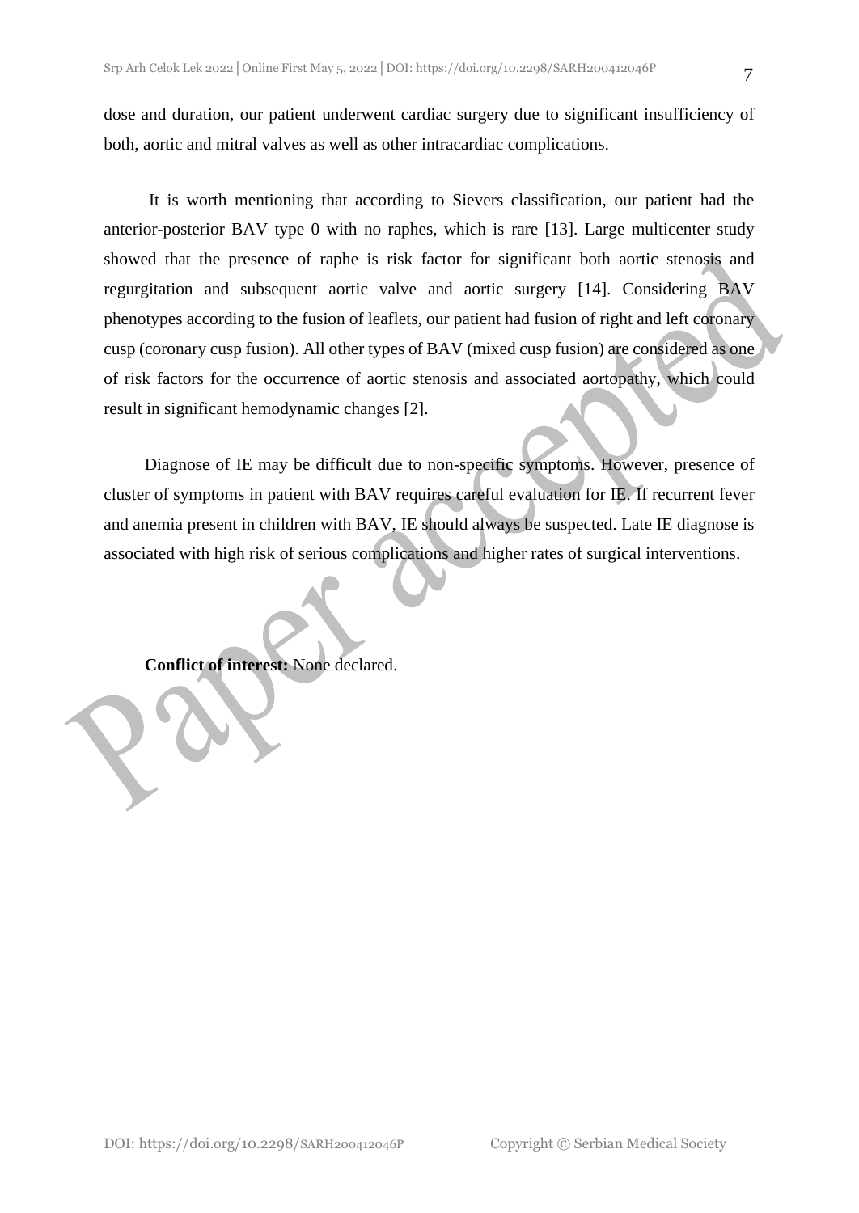dose and duration, our patient underwent cardiac surgery due to significant insufficiency of both, aortic and mitral valves as well as other intracardiac complications.

It is worth mentioning that according to Sievers classification, our patient had the anterior-posterior BAV type 0 with no raphes, which is rare [13]. Large multicenter study showed that the presence of raphe is risk factor for significant both aortic stenosis and regurgitation and subsequent aortic valve and aortic surgery [14]. Considering BAV phenotypes according to the fusion of leaflets, our patient had fusion of right and left coronary cusp (coronary cusp fusion). All other types of BAV (mixed cusp fusion) are considered as one of risk factors for the occurrence of aortic stenosis and associated aortopathy, which could result in significant hemodynamic changes [2].

Diagnose of IE may be difficult due to non-specific symptoms. However, presence of cluster of symptoms in patient with BAV requires careful evaluation for IE. If recurrent fever and anemia present in children with BAV, IE should always be suspected. Late IE diagnose is associated with high risk of serious complications and higher rates of surgical interventions.

**Conflict of interest:** None declared.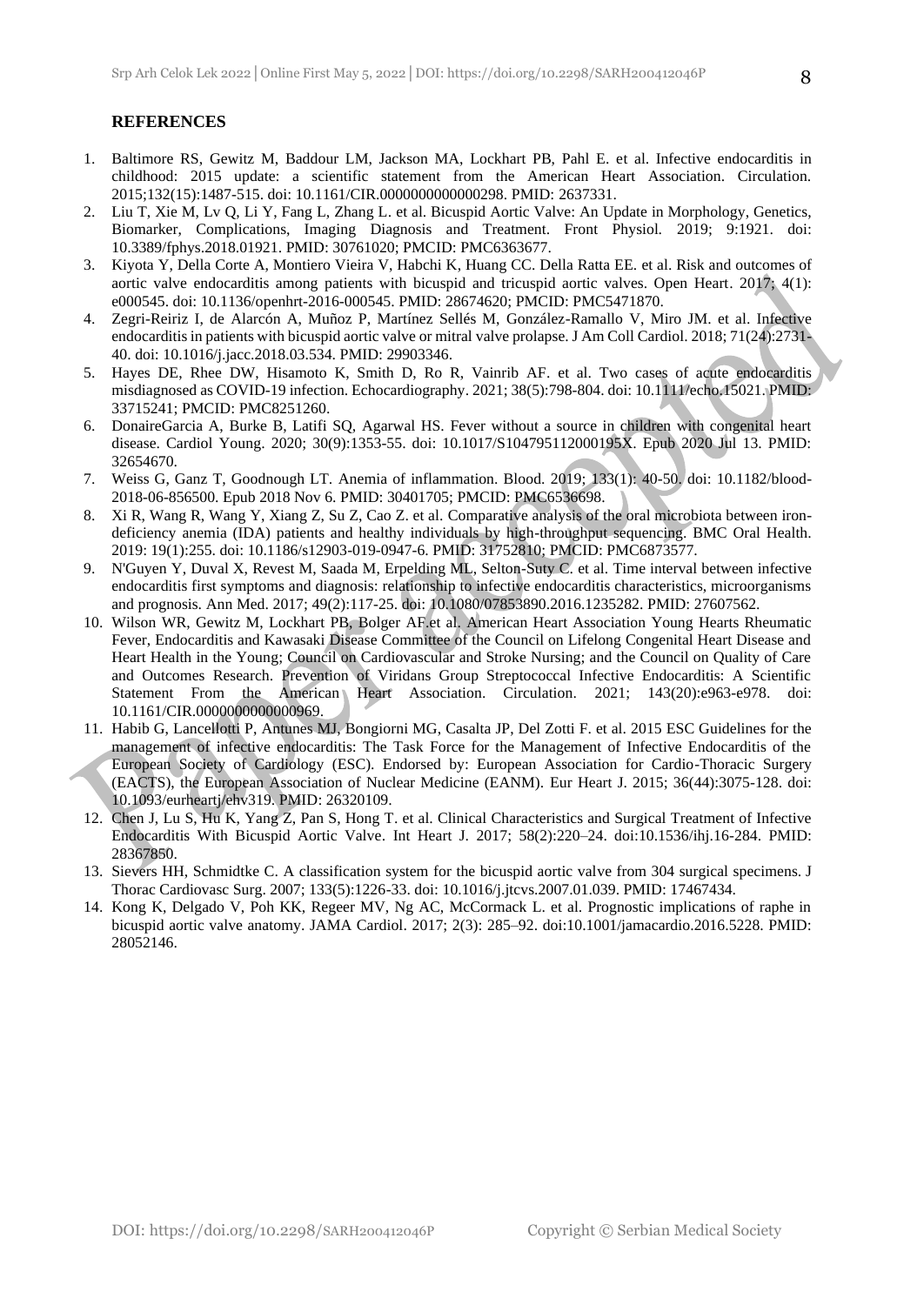## REFERENCES

1. Baltimore RS, Gewitz M, Baddour LM, Jackson MA, Lockhart PB, Pahl E. et al. Infective endocarditis in childhood: 2015 update: a scientific statement from the American Heart Association. Circulation. 2015;132(15):1487-515. doi: 10.1161/CIR.0000000000000298. PMID: 2637331.
2. Liu T, Xie M, Lv Q, Li Y, Fang L, Zhang L. et al. Bicuspid Aortic Valve: An Update in Morphology, Genetics, Biomarker, Complications, Imaging Diagnosis and Treatment. Front Physiol. 2019; 9:1921. doi: 10.3389/fphys.2018.01921. PMID: 30761020; PMCID: PMC6363677.
3. Kiyota Y, Della Corte A, Montiero Vieira V, Habchi K, Huang CC. Della Ratta EE. et al. Risk and outcomes of aortic valve endocarditis among patients with bicuspid and tricuspid aortic valves. Open Heart. 2017; 4(1): e000545. doi: 10.1136/openhrt-2016-000545. PMID: 28674620; PMCID: PMC5471870.
4. Zegri-Reiriz I, de Alarcón A, Muñoz P, Martínez Sellés M, González-Ramallo V, Miro JM. et al. Infective endocarditis in patients with bicuspid aortic valve or mitral valve prolapse. J Am Coll Cardiol. 2018; 71(24):2731-40. doi: 10.1016/j.jacc.2018.03.534. PMID: 29903346.
5. Hayes DE, Rhee DW, Hisamoto K, Smith D, Ro R, Vainrib AF. et al. Two cases of acute endocarditis misdiagnosed as COVID-19 infection. Echocardiography. 2021; 38(5):798-804. doi: 10.1111/echo.15021. PMID: 33715241; PMCID: PMC8251260.
6. DonaireGarcia A, Burke B, Latifi SQ, Agarwal HS. Fever without a source in children with congenital heart disease. Cardiol Young. 2020; 30(9):1353-55. doi: 10.1017/S104795112000195X. Epub 2020 Jul 13. PMID: 32654670.
7. Weiss G, Ganz T, Goodnough LT. Anemia of inflammation. Blood. 2019; 133(1): 40-50. doi: 10.1182/blood-2018-06-856500. Epub 2018 Nov 6. PMID: 30401705; PMCID: PMC6536698.
8. Xi R, Wang R, Wang Y, Xiang Z, Su Z, Cao Z. et al. Comparative analysis of the oral microbiota between iron-deficiency anemia (IDA) patients and healthy individuals by high-throughput sequencing. BMC Oral Health. 2019: 19(1):255. doi: 10.1186/s12903-019-0947-6. PMID: 31752810; PMCID: PMC6873577.
9. N'Guyen Y, Duval X, Revest M, Saada M, Erpelding ML, Selton-Suty C. et al. Time interval between infective endocarditis first symptoms and diagnosis: relationship to infective endocarditis characteristics, microorganisms and prognosis. Ann Med. 2017; 49(2):117-25. doi: 10.1080/07853890.2016.1235282. PMID: 27607562.
10. Wilson WR, Gewitz M, Lockhart PB, Bolger AF.et al. American Heart Association Young Hearts Rheumatic Fever, Endocarditis and Kawasaki Disease Committee of the Council on Lifelong Congenital Heart Disease and Heart Health in the Young; Council on Cardiovascular and Stroke Nursing; and the Council on Quality of Care and Outcomes Research. Prevention of Viridans Group Streptococcal Infective Endocarditis: A Scientific Statement From the American Heart Association. Circulation. 2021; 143(20):e963-e978. doi: 10.1161/CIR.0000000000000969.
11. Habib G, Lancellotti P, Antunes MJ, Bongiorni MG, Casalta JP, Del Zotti F. et al. 2015 ESC Guidelines for the management of infective endocarditis: The Task Force for the Management of Infective Endocarditis of the European Society of Cardiology (ESC). Endorsed by: European Association for Cardio-Thoracic Surgery (EACTS), the European Association of Nuclear Medicine (EANM). Eur Heart J. 2015; 36(44):3075-128. doi: 10.1093/eurheartj/ehv319. PMID: 26320109.
12. Chen J, Lu S, Hu K, Yang Z, Pan S, Hong T. et al. Clinical Characteristics and Surgical Treatment of Infective Endocarditis With Bicuspid Aortic Valve. Int Heart J. 2017; 58(2):220–24. doi:10.1536/ihj.16-284. PMID: 28367850.
13. Sievers HH, Schmidtke C. A classification system for the bicuspid aortic valve from 304 surgical specimens. J Thorac Cardiovasc Surg. 2007; 133(5):1226-33. doi: 10.1016/j.jtcvs.2007.01.039. PMID: 17467434.
14. Kong K, Delgado V, Poh KK, Regeer MV, Ng AC, McCormack L. et al. Prognostic implications of raphe in bicuspid aortic valve anatomy. JAMA Cardiol. 2017; 2(3): 285–92. doi:10.1001/jamacardio.2016.5228. PMID: 28052146.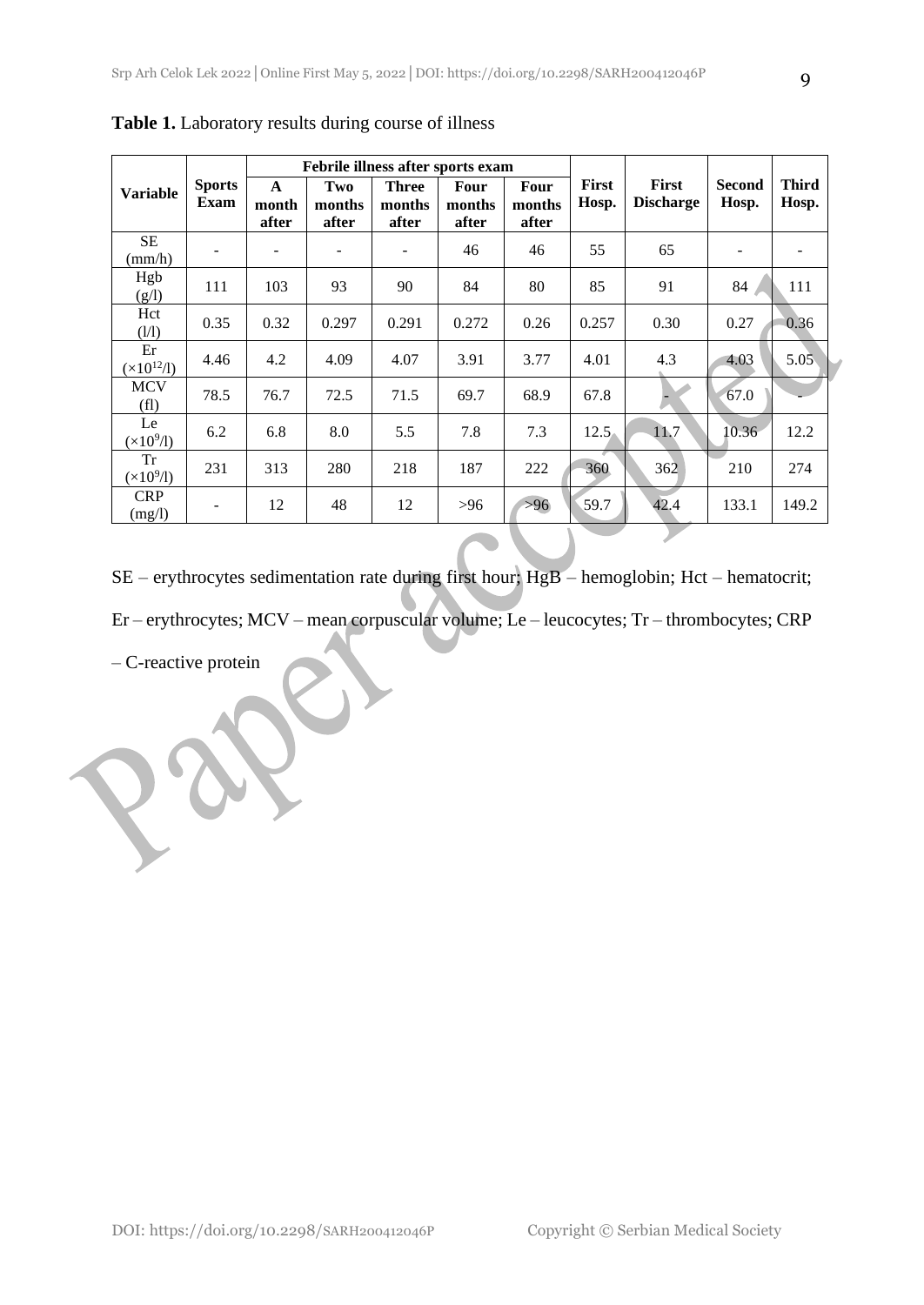**Table 1.** Laboratory results during course of illness

| Variable | Sports Exam | Febrile illness after sports exam | | | | | First Hosp. | First Discharge | Second Hosp. | Third Hosp. |
|---|---|---|---|---|---|---|---|---|---|---|
| | | A month after | Two months after | Three months after | Four months after | Four months after | | | | |
| SE (mm/h) | - | - | - | - | 46 | 46 | 55 | 65 | - | - |
| Hgb (g/l) | 111 | 103 | 93 | 90 | 84 | 80 | 85 | 91 | 84 | 111 |
| Hct (l/l) | 0.35 | 0.32 | 0.297 | 0.291 | 0.272 | 0.26 | 0.257 | 0.30 | 0.27 | 0.36 |
| Er ($\times 10^{12}$/l) | 4.46 | 4.2 | 4.09 | 4.07 | 3.91 | 3.77 | 4.01 | 4.3 | 4.03 | 5.05 |
| MCV (fl) | 78.5 | 76.7 | 72.5 | 71.5 | 69.7 | 68.9 | 67.8 | - | 67.0 | - |
| Le ($\times 10^{9}$/l) | 6.2 | 6.8 | 8.0 | 5.5 | 7.8 | 7.3 | 12.5 | 11.7 | 10.36 | 12.2 |
| Tr ($\times 10^{9}$/l) | 231 | 313 | 280 | 218 | 187 | 222 | 360 | 362 | 210 | 274 |
| CRP (mg/l) | - | 12 | 48 | 12 | >96 | >96 | 59.7 | 42.4 | 133.1 | 149.2 |

SE – erythrocytes sedimentation rate during first hour; HgB – hemoglobin; Hct – hematocrit; Er – erythrocytes; MCV – mean corpuscular volume; Le – leucocytes; Tr – thrombocytes; CRP – C-reactive protein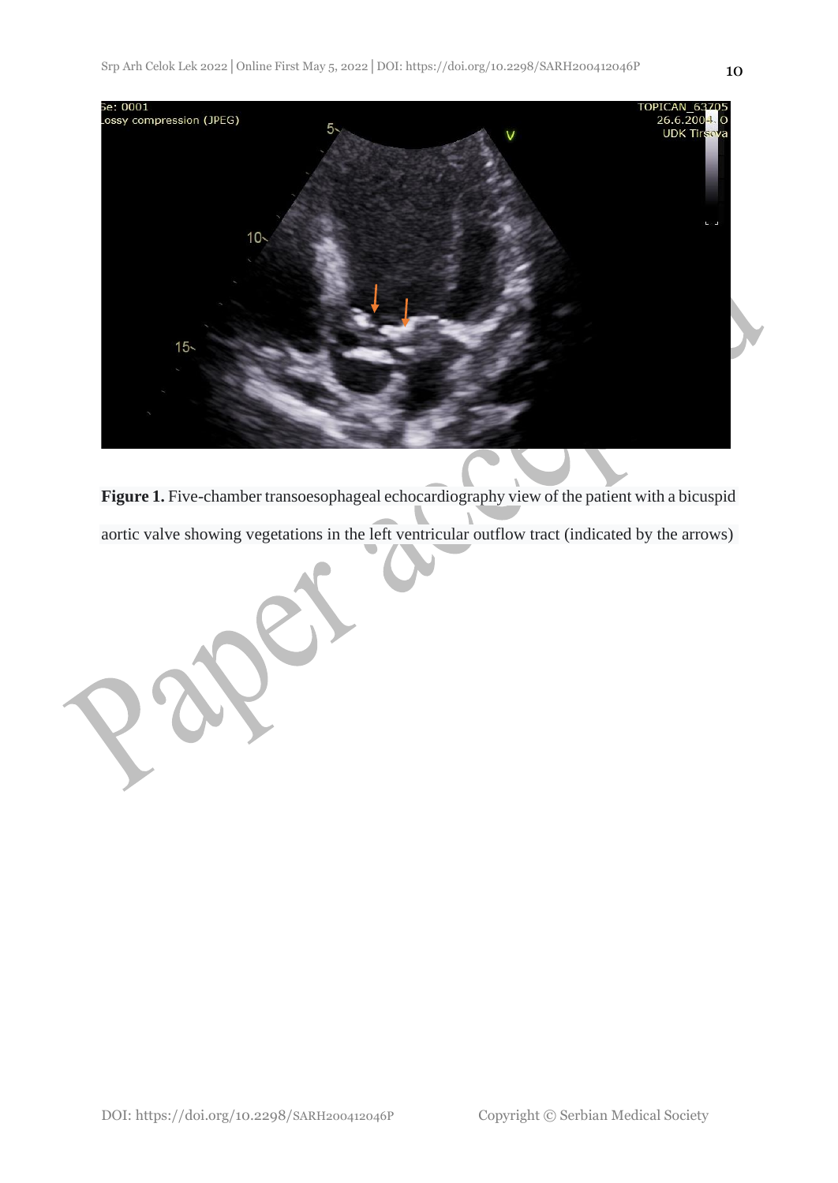**Figure 1.** Five-chamber transoesophageal echocardiography view of the patient with a bicuspid aortic valve showing vegetations in the left ventricular outflow tract (indicated by the arrows)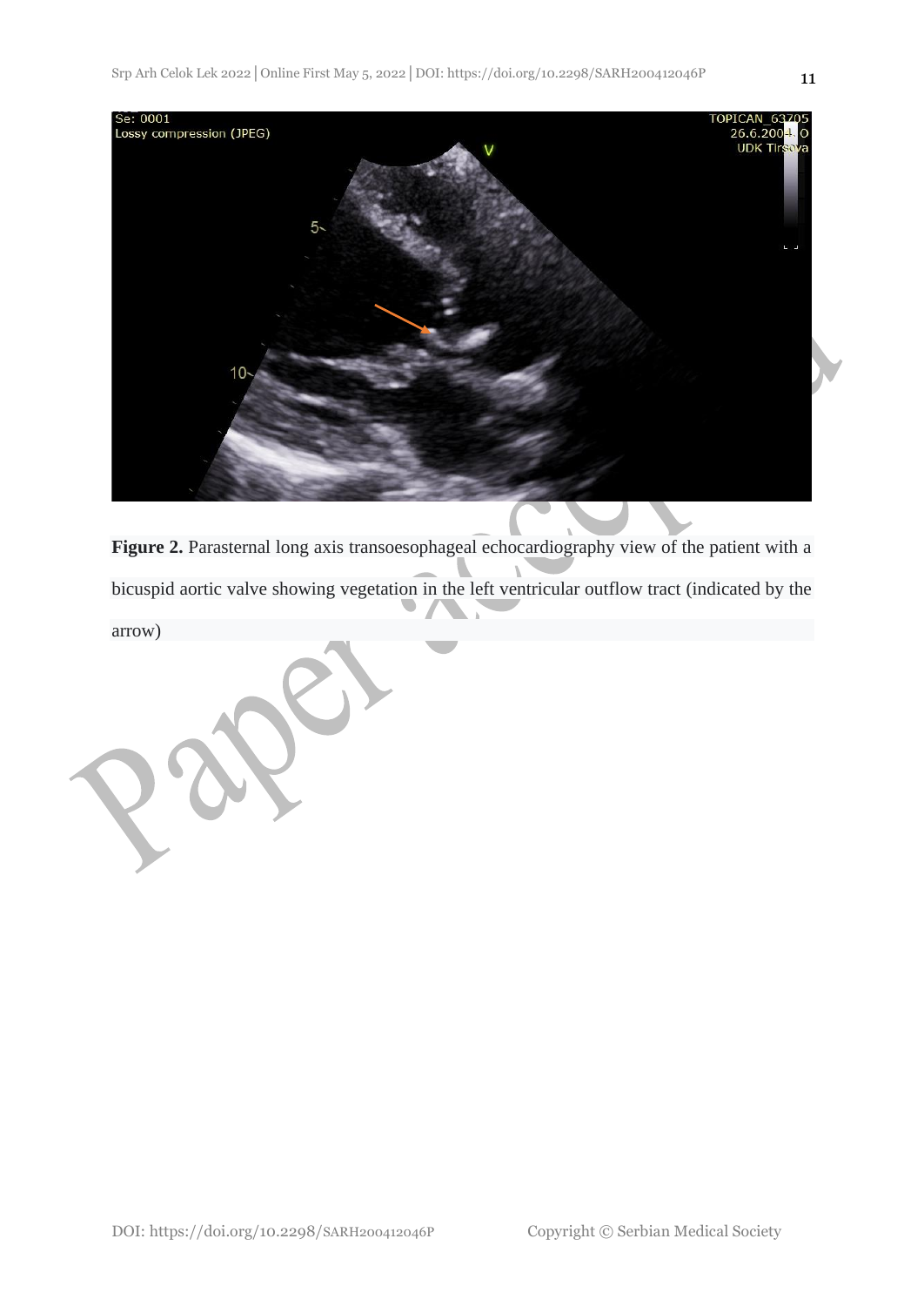**Figure 2.** Parasternal long axis transoesophageal echocardiography view of the patient with a bicuspid aortic valve showing vegetation in the left ventricular outflow tract (indicated by the arrow)